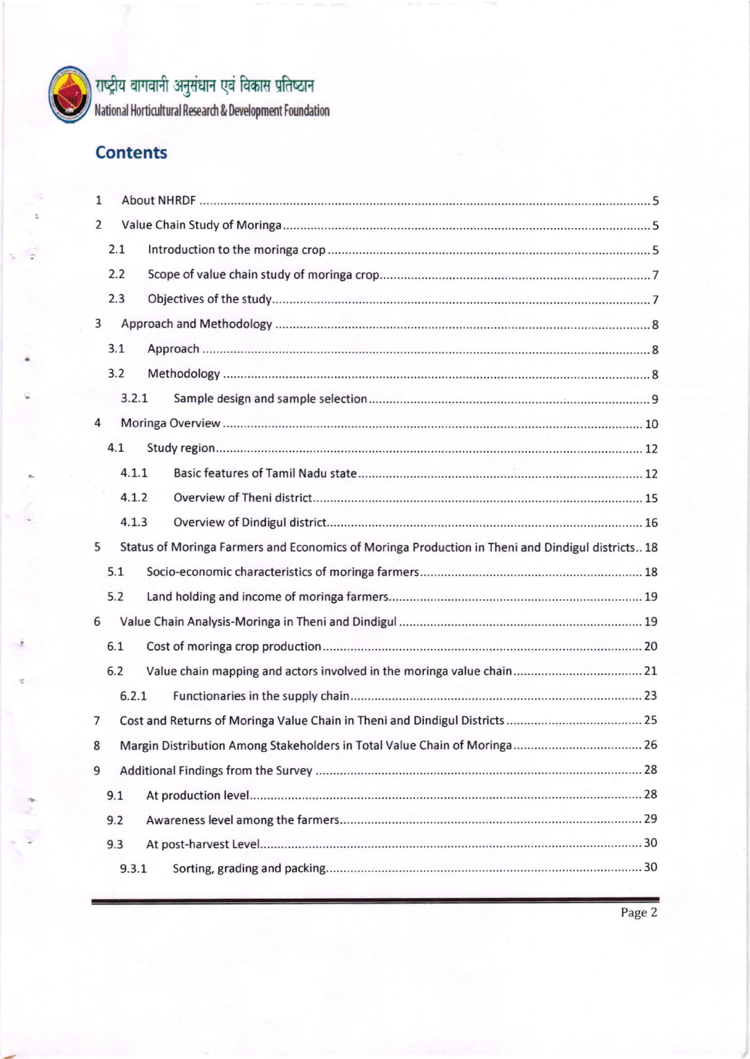# Contents

| | | |
|---|---|---|
| 1 | About NHRDF | 5 |
| 2 | Value Chain Study of Moringa | 5 |
| 2.1 | Introduction to the moringa crop | 5 |
| 2.2 | Scope of value chain study of moringa crop | 7 |
| 2.3 | Objectives of the study | 7 |
| 3 | Approach and Methodology | 8 |
| 3.1 | Approach | 8 |
| 3.2 | Methodology | 8 |
| 3.2.1 | Sample design and sample selection | 9 |
| 4 | Moringa Overview | 10 |
| 4.1 | Study region | 12 |
| 4.1.1 | Basic features of Tamil Nadu state | 12 |
| 4.1.2 | Overview of Theni district | 15 |
| 4.1.3 | Overview of Dindigul district | 16 |
| 5 | Status of Moringa Farmers and Economics of Moringa Production in Theni and Dindigul districts | 18 |
| 5.1 | Socio-economic characteristics of moringa farmers | 18 |
| 5.2 | Land holding and income of moringa farmers | 19 |
| 6 | Value Chain Analysis-Moringa in Theni and Dindigul | 19 |
| 6.1 | Cost of moringa crop production | 20 |
| 6.2 | Value chain mapping and actors involved in the moringa value chain | 21 |
| 6.2.1 | Functionaries in the supply chain | 23 |
| 7 | Cost and Returns of Moringa Value Chain in Theni and Dindigul Districts | 25 |
| 8 | Margin Distribution Among Stakeholders in Total Value Chain of Moringa | 26 |
| 9 | Additional Findings from the Survey | 28 |
| 9.1 | At production level | 28 |
| 9.2 | Awareness level among the farmers | 29 |
| 9.3 | At post-harvest Level | 30 |
| 9.3.1 | Sorting, grading and packing | 30 |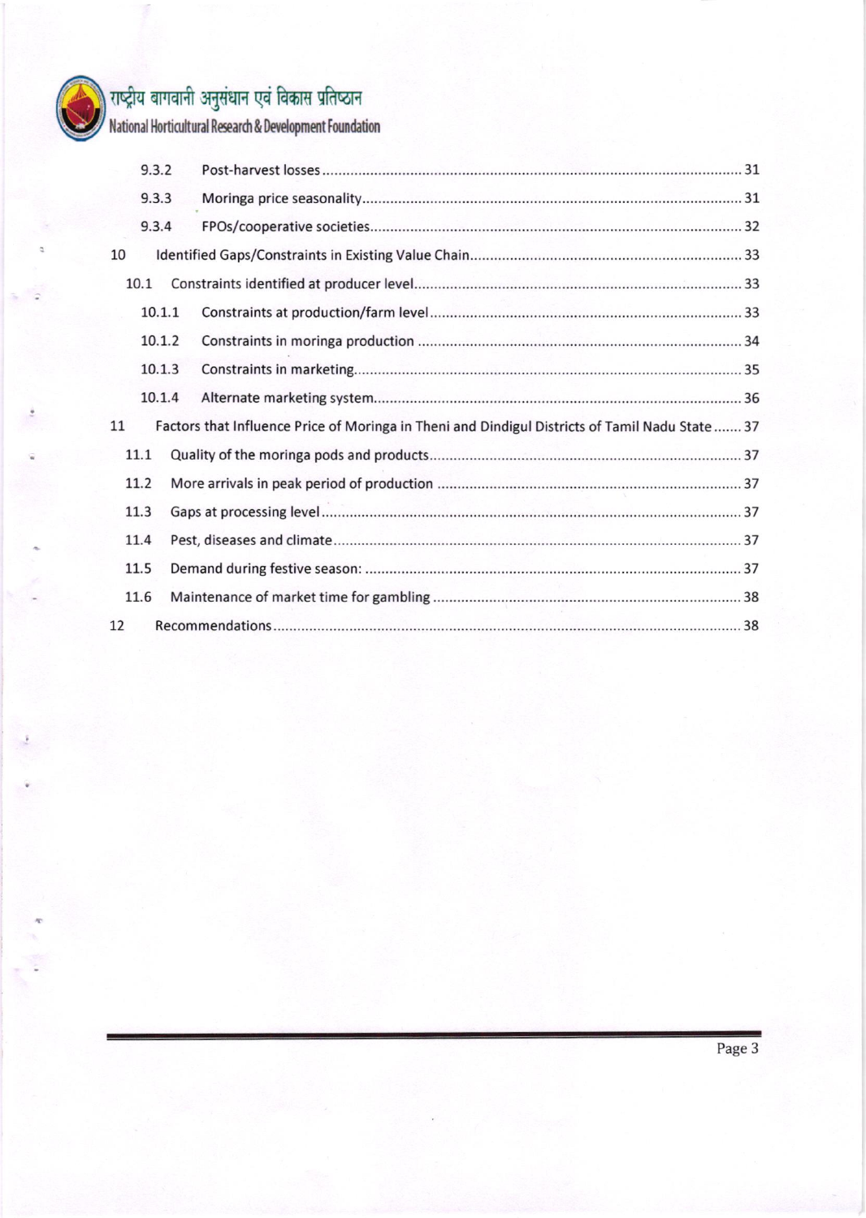| | | |
|---|---|---|
| 9.3.2 | Post-harvest losses | 31 |
| 9.3.3 | Moringa price seasonality | 31 |
| 9.3.4 | FPOs/cooperative societies | 32 |
| 10 | Identified Gaps/Constraints in Existing Value Chain | 33 |
| 10.1 | Constraints identified at producer level | 33 |
| 10.1.1 | Constraints at production/farm level | 33 |
| 10.1.2 | Constraints in moringa production | 34 |
| 10.1.3 | Constraints in marketing | 35 |
| 10.1.4 | Alternate marketing system | 36 |
| 11 | Factors that Influence Price of Moringa in Theni and Dindigul Districts of Tamil Nadu State | 37 |
| 11.1 | Quality of the moringa pods and products | 37 |
| 11.2 | More arrivals in peak period of production | 37 |
| 11.3 | Gaps at processing level | 37 |
| 11.4 | Pest, diseases and climate | 37 |
| 11.5 | Demand during festive season: | 37 |
| 11.6 | Maintenance of market time for gambling | 38 |
| 12 | Recommendations | 38 |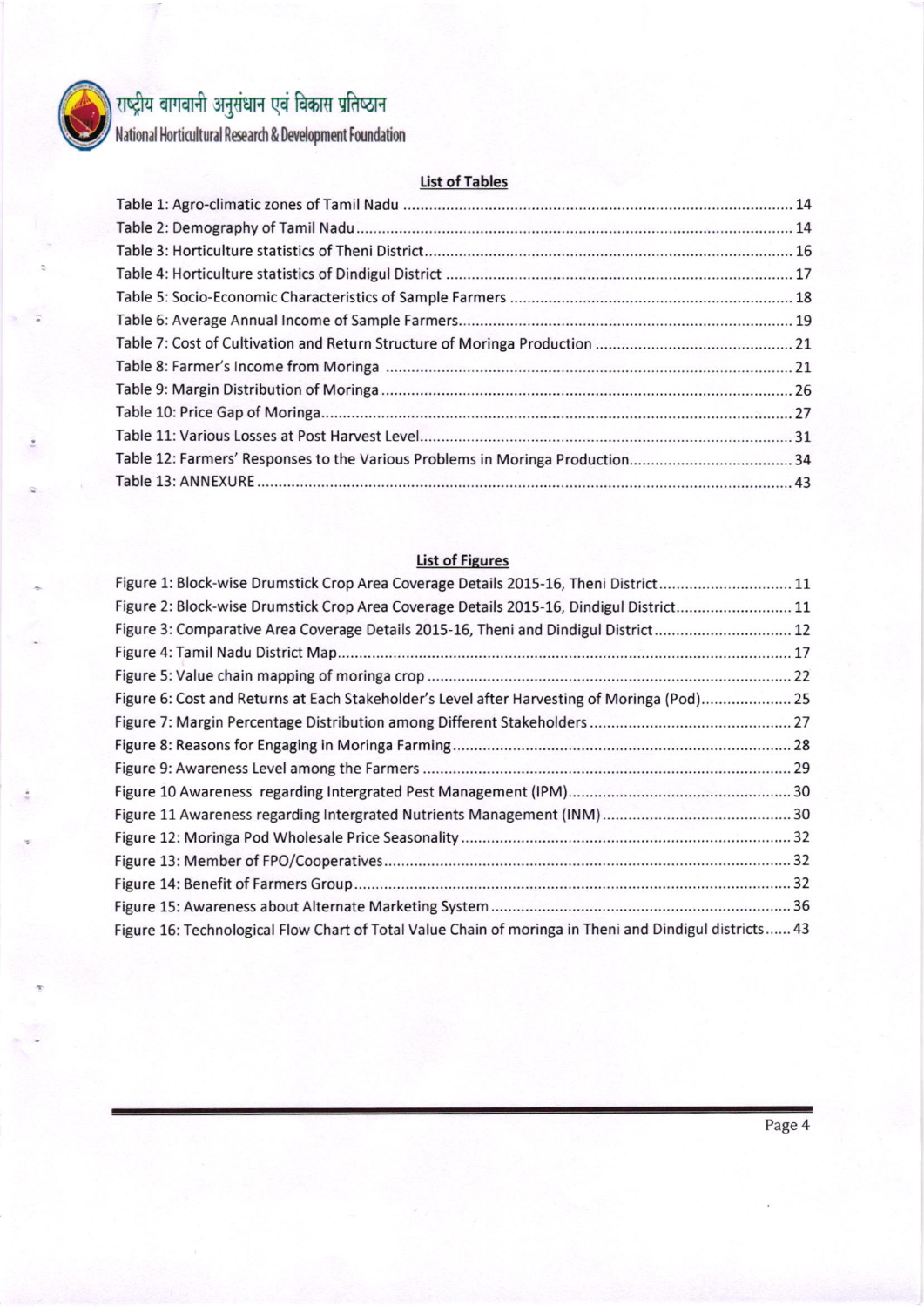## List of Tables

- Table 1: Agro-climatic zones of Tamil Nadu ........ 14
- Table 2: Demography of Tamil Nadu ........ 14
- Table 3: Horticulture statistics of Theni District ........ 16
- Table 4: Horticulture statistics of Dindigul District ........ 17
- Table 5: Socio-Economic Characteristics of Sample Farmers ........ 18
- Table 6: Average Annual Income of Sample Farmers ........ 19
- Table 7: Cost of Cultivation and Return Structure of Moringa Production ........ 21
- Table 8: Farmer's Income from Moringa ........ 21
- Table 9: Margin Distribution of Moringa ........ 26
- Table 10: Price Gap of Moringa ........ 27
- Table 11: Various Losses at Post Harvest Level ........ 31
- Table 12: Farmers' Responses to the Various Problems in Moringa Production ........ 34
- Table 13: ANNEXURE ........ 43

## List of Figures

- Figure 1: Block-wise Drumstick Crop Area Coverage Details 2015-16, Theni District ........ 11
- Figure 2: Block-wise Drumstick Crop Area Coverage Details 2015-16, Dindigul District ........ 11
- Figure 3: Comparative Area Coverage Details 2015-16, Theni and Dindigul District ........ 12
- Figure 4: Tamil Nadu District Map ........ 17
- Figure 5: Value chain mapping of moringa crop ........ 22
- Figure 6: Cost and Returns at Each Stakeholder's Level after Harvesting of Moringa (Pod) ........ 25
- Figure 7: Margin Percentage Distribution among Different Stakeholders ........ 27
- Figure 8: Reasons for Engaging in Moringa Farming ........ 28
- Figure 9: Awareness Level among the Farmers ........ 29
- Figure 10 Awareness regarding Intergrated Pest Management (IPM) ........ 30
- Figure 11 Awareness regarding Intergrated Nutrients Management (INM) ........ 30
- Figure 12: Moringa Pod Wholesale Price Seasonality ........ 32
- Figure 13: Member of FPO/Cooperatives ........ 32
- Figure 14: Benefit of Farmers Group ........ 32
- Figure 15: Awareness about Alternate Marketing System ........ 36
- Figure 16: Technological Flow Chart of Total Value Chain of moringa in Theni and Dindigul districts ...... 43